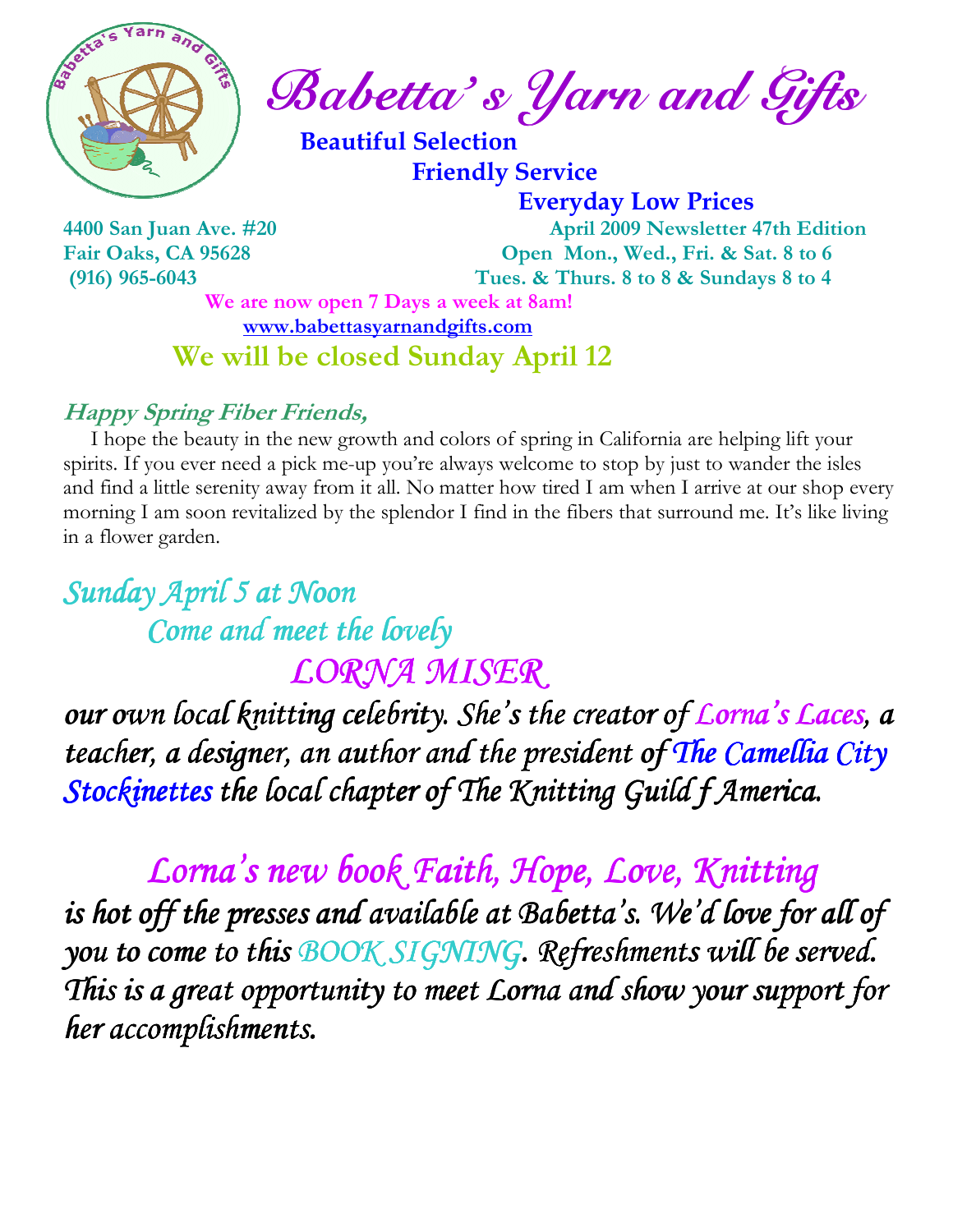# Babetta's Yarn and Gifts

**Beautiful Selection**

**Friendly Service**

**Everyday Low Prices**

**4400 San Juan Ave. #20**
**Fair Oaks, CA 95628**
**(916) 965-6043**

**April 2009 Newsletter 47th Edition**
**Open Mon., Wed., Fri. & Sat. 8 to 6**
**Tues. & Thurs. 8 to 8 & Sundays 8 to 4**

**We are now open 7 Days a week at 8am!**

**www.babettasyarnandgifts.com**

## We will be closed Sunday April 12

***Happy Spring Fiber Friends,***

I hope the beauty in the new growth and colors of spring in California are helping lift your spirits. If you ever need a pick me-up you're always welcome to stop by just to wander the isles and find a little serenity away from it all. No matter how tired I am when I arrive at our shop every morning I am soon revitalized by the splendor I find in the fibers that surround me. It's like living in a flower garden.

## *Sunday April 5 at Noon*
## *Come and meet the lovely*
## *LORNA MISER*

***our own local knitting celebrity. She's the creator of Lorna's Laces, a teacher, a designer, an author and the president of The Camellia City Stockinettes the local chapter of The Knitting Guild f America.***

## *Lorna's new book Faith, Hope, Love, Knitting*

***is hot off the presses and available at Babetta's. We'd love for all of you to come to this BOOK SIGNING. Refreshments will be served. This is a great opportunity to meet Lorna and show your support for her accomplishments.***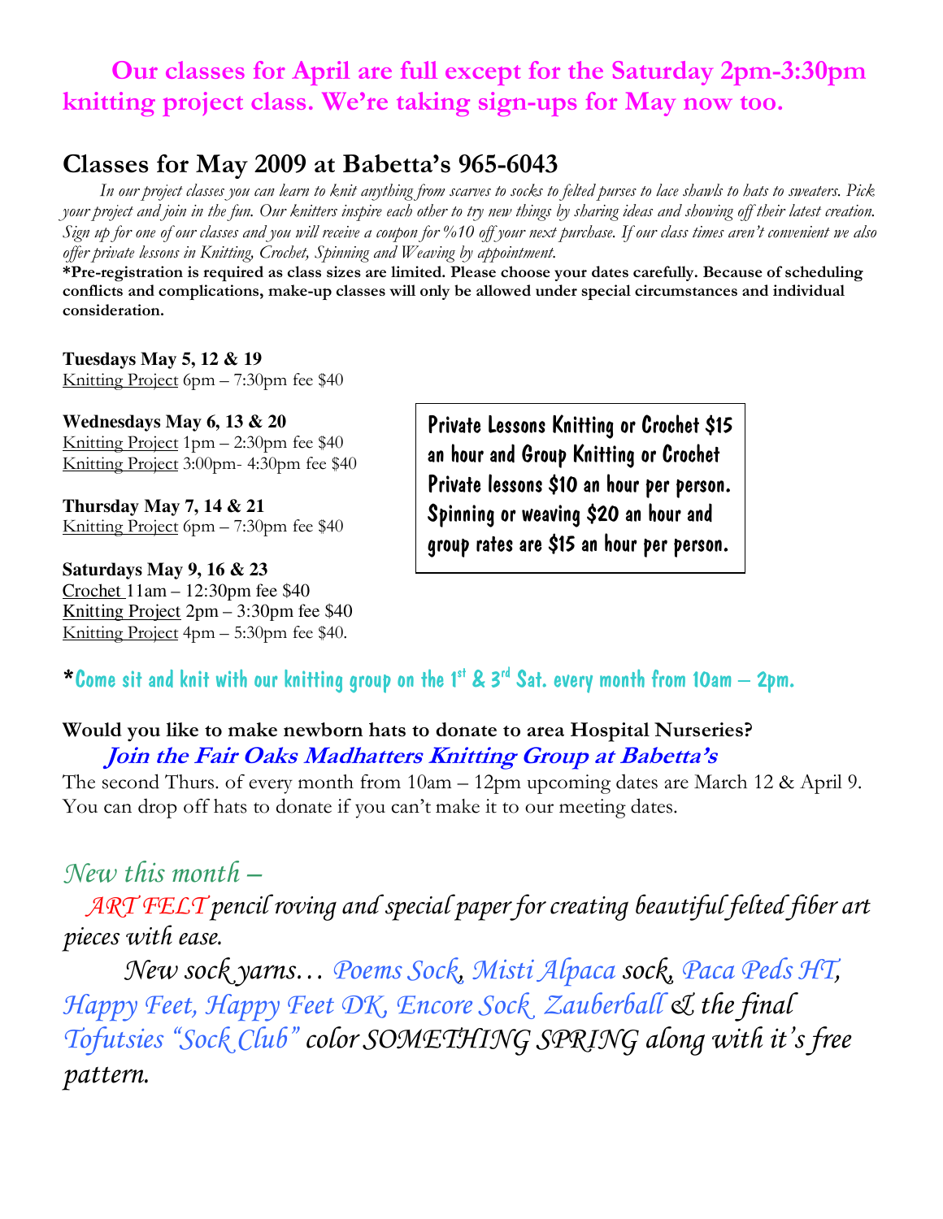**Our classes for April are full except for the Saturday 2pm-3:30pm knitting project class. We're taking sign-ups for May now too.**

## Classes for May 2009 at Babetta's 965-6043

*In our project classes you can learn to knit anything from scarves to socks to felted purses to lace shawls to hats to sweaters. Pick your project and join in the fun. Our knitters inspire each other to try new things by sharing ideas and showing off their latest creation. Sign up for one of our classes and you will receive a coupon for %10 off your next purchase. If our class times aren't convenient we also offer private lessons in Knitting, Crochet, Spinning and Weaving by appointment.*

**\*Pre-registration is required as class sizes are limited. Please choose your dates carefully. Because of scheduling conflicts and complications, make-up classes will only be allowed under special circumstances and individual consideration.**

**Tuesdays May 5, 12 & 19**
Knitting Project 6pm – 7:30pm fee $40

**Wednesdays May 6, 13 & 20**
Knitting Project 1pm – 2:30pm fee $40
Knitting Project 3:00pm- 4:30pm fee $40

**Thursday May 7, 14 & 21**
Knitting Project 6pm – 7:30pm fee $40

**Saturdays May 9, 16 & 23**
Crochet 11am – 12:30pm fee $40
Knitting Project 2pm – 3:30pm fee $40
Knitting Project 4pm – 5:30pm fee $40.

Private Lessons Knitting or Crochet $15 an hour and Group Knitting or Crochet Private lessons $10 an hour per person. Spinning or weaving $20 an hour and group rates are $15 an hour per person.

\*Come sit and knit with our knitting group on the 1st & 3rd Sat. every month from 10am – 2pm.

**Would you like to make newborn hats to donate to area Hospital Nurseries?**

***Join the Fair Oaks Madhatters Knitting Group at Babetta's***

The second Thurs. of every month from 10am – 12pm upcoming dates are March 12 & April 9. You can drop off hats to donate if you can't make it to our meeting dates.

*New this month –*

*ART FELT pencil roving and special paper for creating beautiful felted fiber art pieces with ease.*

*New sock yarns… Poems Sock, Misti Alpaca sock, Paca Peds HT, Happy Feet, Happy Feet DK, Encore Sock Zauberball & the final Tofutsies "Sock Club" color SOMETHING SPRING along with it's free pattern.*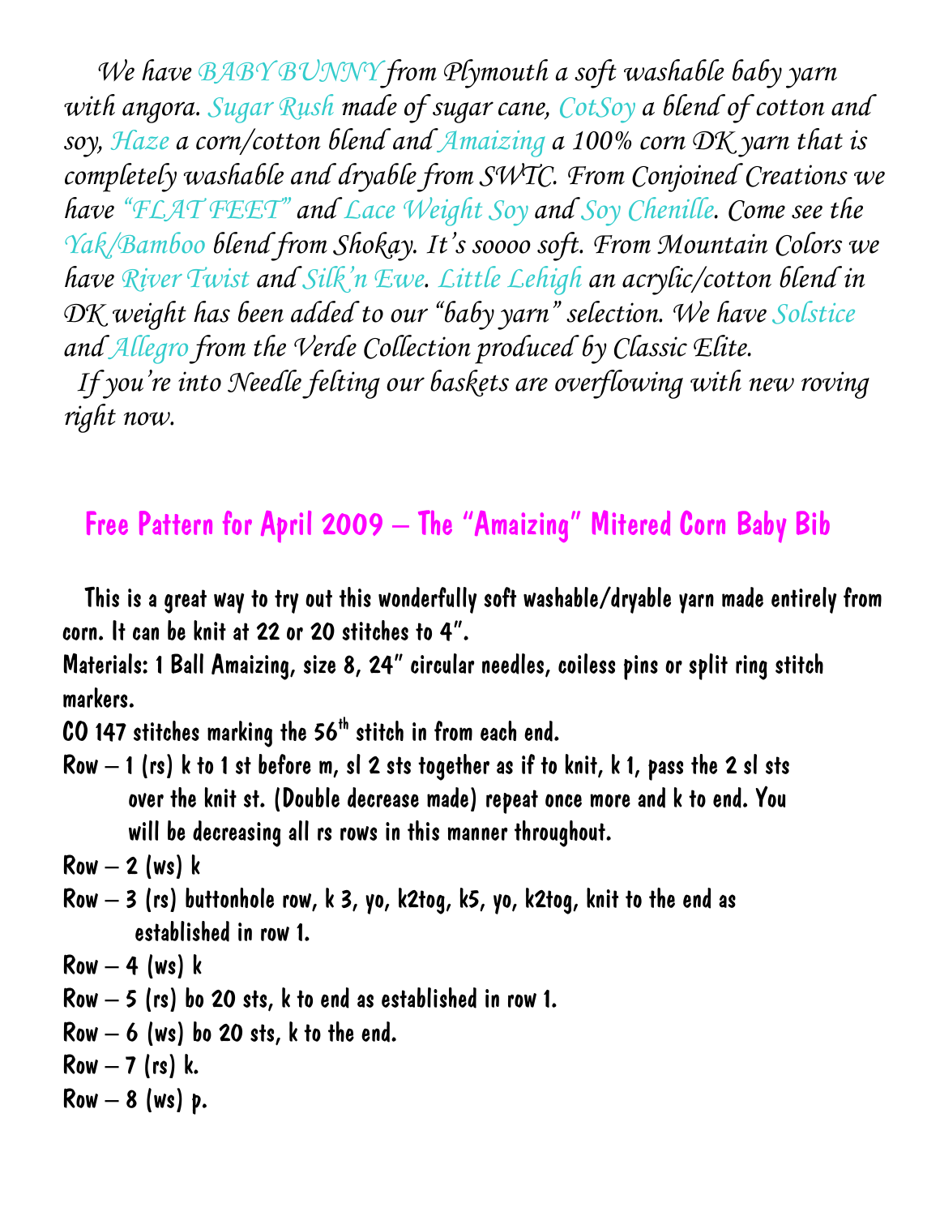*We have BABY BUNNY from Plymouth a soft washable baby yarn with angora. Sugar Rush made of sugar cane, CotSoy a blend of cotton and soy, Haze a corn/cotton blend and Amaizing a 100% corn DK yarn that is completely washable and dryable from SWTC. From Conjoined Creations we have "FLAT FEET" and Lace Weight Soy and Soy Chenille. Come see the Yak/Bamboo blend from Shokay. It's soooo soft. From Mountain Colors we have River Twist and Silk'n Ewe. Little Lehigh an acrylic/cotton blend in DK weight has been added to our "baby yarn" selection. We have Solstice and Allegro from the Verde Collection produced by Classic Elite.*

*If you're into Needle felting our baskets are overflowing with new roving right now.*

## Free Pattern for April 2009 – The "Amaizing" Mitered Corn Baby Bib

This is a great way to try out this wonderfully soft washable/dryable yarn made entirely from corn. It can be knit at 22 or 20 stitches to 4".

Materials: 1 Ball Amaizing, size 8, 24" circular needles, coiless pins or split ring stitch markers.

CO 147 stitches marking the 56th stitch in from each end.

Row – 1 (rs) k to 1 st before m, sl 2 sts together as if to knit, k 1, pass the 2 sl sts over the knit st. (Double decrease made) repeat once more and k to end. You will be decreasing all rs rows in this manner throughout.

Row – 2 (ws) k

Row – 3 (rs) buttonhole row, k 3, yo, k2tog, k5, yo, k2tog, knit to the end as established in row 1.

Row – 4 (ws) k

Row – 5 (rs) bo 20 sts, k to end as established in row 1.

Row – 6 (ws) bo 20 sts, k to the end.

Row – 7 (rs) k.

Row – 8 (ws) p.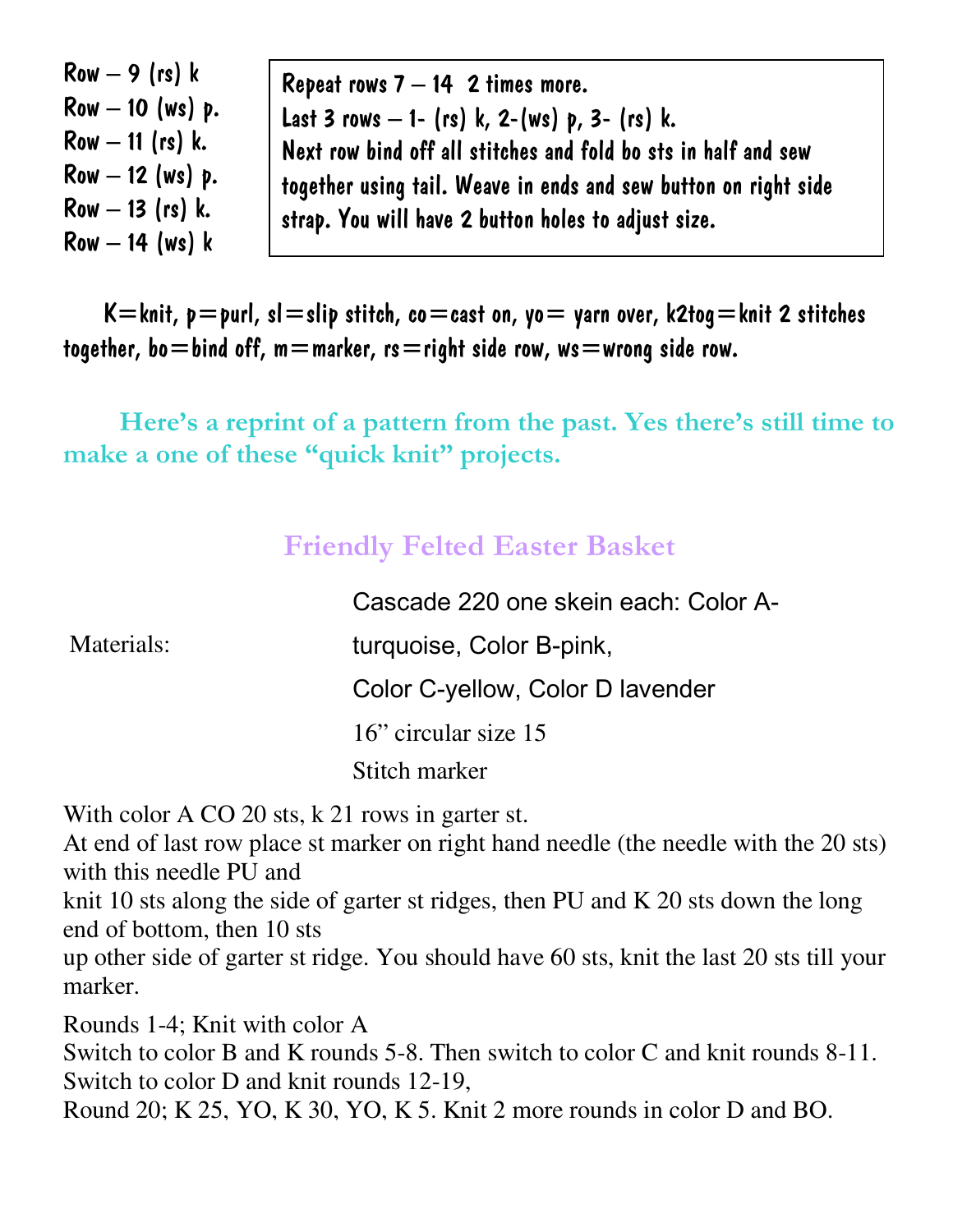Row – 9 (rs) k
Row – 10 (ws) p.
Row – 11 (rs) k.
Row – 12 (ws) p.
Row – 13 (rs) k.
Row – 14 (ws) k

Repeat rows 7 – 14 2 times more.
Last 3 rows – 1- (rs) k, 2-(ws) p, 3- (rs) k.
Next row bind off all stitches and fold bo sts in half and sew together using tail. Weave in ends and sew button on right side strap. You will have 2 button holes to adjust size.

K=knit, p=purl, sl=slip stitch, co=cast on, yo= yarn over, k2tog=knit 2 stitches together, bo=bind off, m=marker, rs=right side row, ws=wrong side row.

**Here's a reprint of a pattern from the past. Yes there's still time to make a one of these "quick knit" projects.**

## Friendly Felted Easter Basket

Materials:

Cascade 220 one skein each: Color A-turquoise, Color B-pink, Color C-yellow, Color D lavender
16" circular size 15
Stitch marker

With color A CO 20 sts, k 21 rows in garter st.
At end of last row place st marker on right hand needle (the needle with the 20 sts) with this needle PU and knit 10 sts along the side of garter st ridges, then PU and K 20 sts down the long end of bottom, then 10 sts up other side of garter st ridge. You should have 60 sts, knit the last 20 sts till your marker.

Rounds 1-4; Knit with color A
Switch to color B and K rounds 5-8. Then switch to color C and knit rounds 8-11. Switch to color D and knit rounds 12-19,
Round 20; K 25, YO, K 30, YO, K 5. Knit 2 more rounds in color D and BO.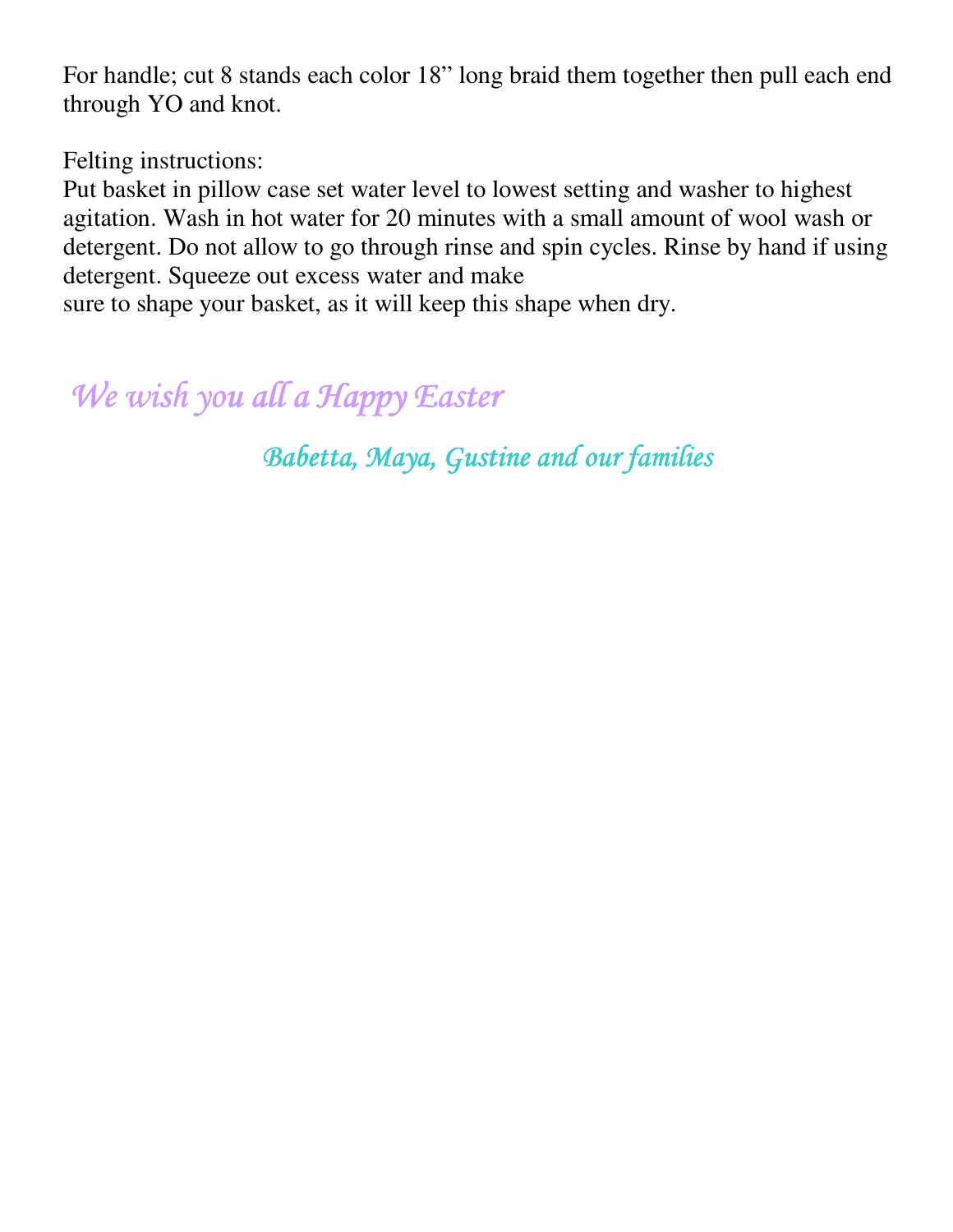For handle; cut 8 stands each color 18" long braid them together then pull each end through YO and knot.

Felting instructions:
Put basket in pillow case set water level to lowest setting and washer to highest agitation. Wash in hot water for 20 minutes with a small amount of wool wash or detergent. Do not allow to go through rinse and spin cycles. Rinse by hand if using detergent. Squeeze out excess water and make sure to shape your basket, as it will keep this shape when dry.

*We wish you all a Happy Easter*

*Babetta, Maya, Gustine and our families*